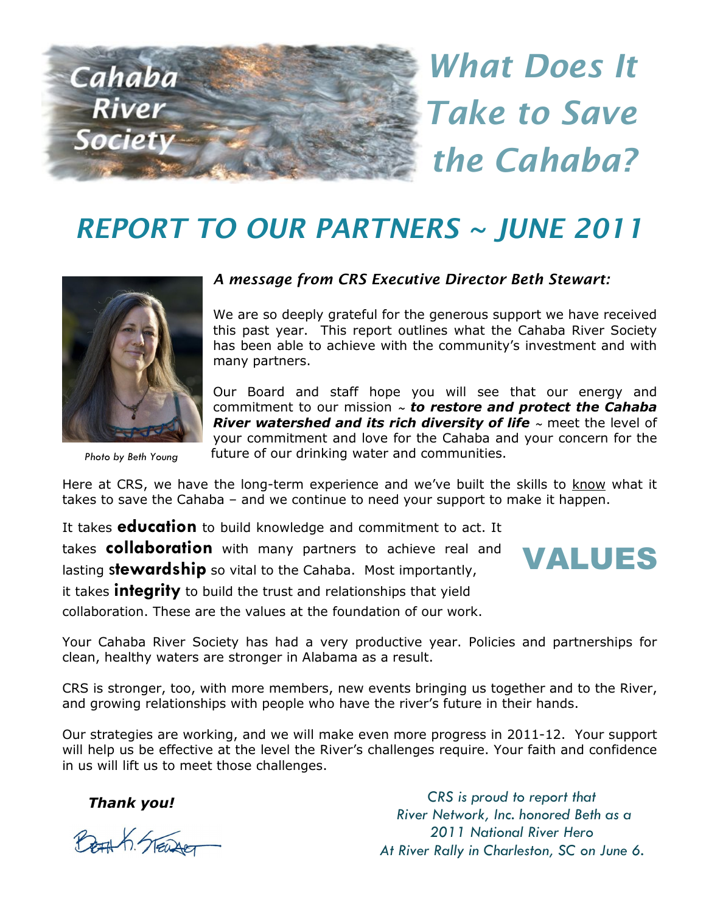Cahaba River Society

# *What Does It Take to Save the Cahaba?*

## *REPORT TO OUR PARTNERS ~ JUNE 2011*

*Photo by Beth Young*

### *A message from CRS Executive Director Beth Stewart:*

We are so deeply grateful for the generous support we have received this past year. This report outlines what the Cahaba River Society has been able to achieve with the community's investment and with many partners.

Our Board and staff hope you will see that our energy and commitment to our mission ~ ***to restore and protect the Cahaba River watershed and its rich diversity of life*** ~ meet the level of your commitment and love for the Cahaba and your concern for the future of our drinking water and communities.

Here at CRS, we have the long-term experience and we've built the skills to know what it takes to save the Cahaba – and we continue to need your support to make it happen.

**VALUES**

It takes **education** to build knowledge and commitment to act. It takes **collaboration** with many partners to achieve real and lasting **stewardship** so vital to the Cahaba. Most importantly, it takes **integrity** to build the trust and relationships that yield collaboration. These are the values at the foundation of our work.

Your Cahaba River Society has had a very productive year. Policies and partnerships for clean, healthy waters are stronger in Alabama as a result.

CRS is stronger, too, with more members, new events bringing us together and to the River, and growing relationships with people who have the river's future in their hands.

Our strategies are working, and we will make even more progress in 2011-12. Your support will help us be effective at the level the River's challenges require. Your faith and confidence in us will lift us to meet those challenges.

***Thank you!***

Beth K. Stewart

*CRS is proud to report that River Network, Inc. honored Beth as a 2011 National River Hero At River Rally in Charleston, SC on June 6.*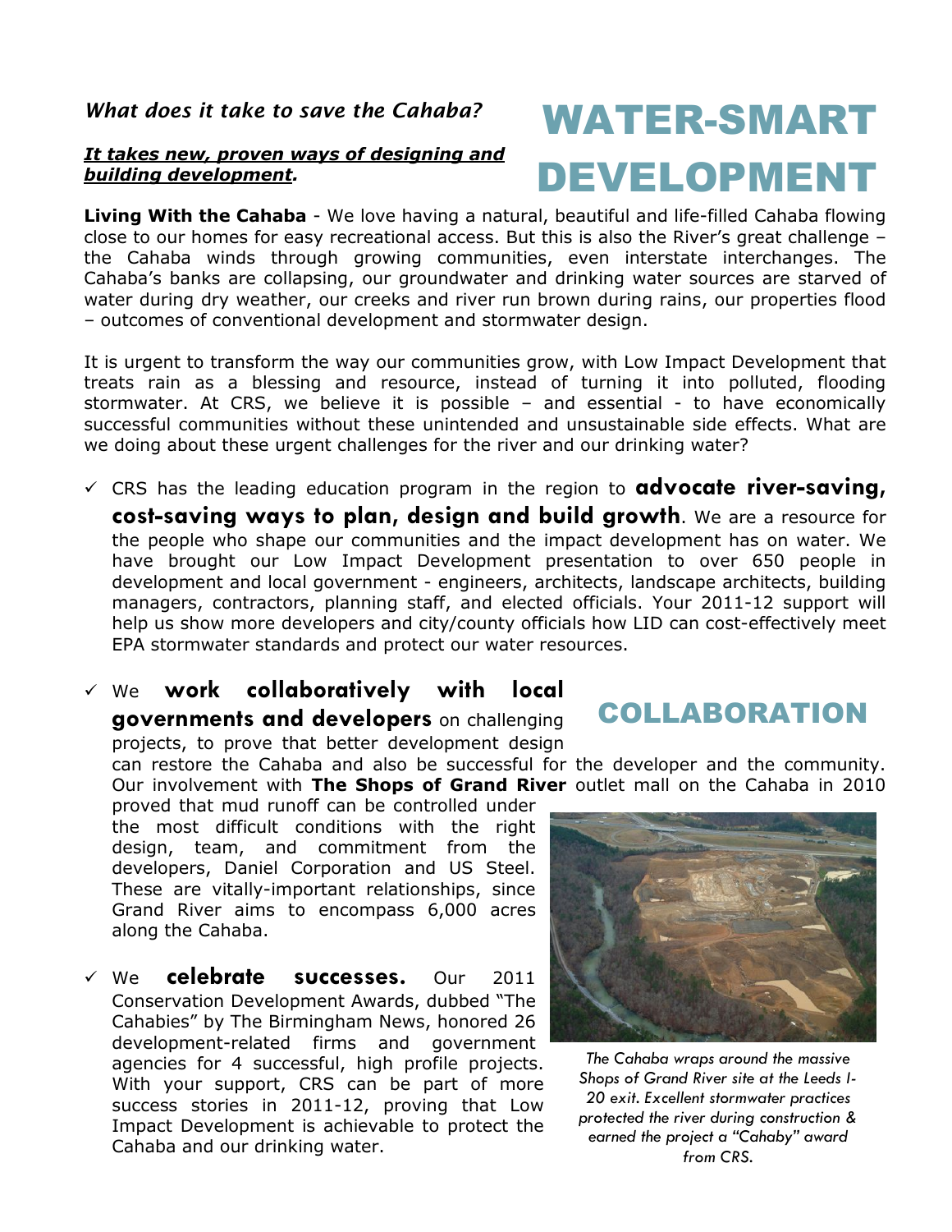*What does it take to save the Cahaba?*

***It takes new, proven ways of designing and building development.***

# WATER-SMART DEVELOPMENT

**Living With the Cahaba** - We love having a natural, beautiful and life-filled Cahaba flowing close to our homes for easy recreational access. But this is also the River's great challenge – the Cahaba winds through growing communities, even interstate interchanges. The Cahaba's banks are collapsing, our groundwater and drinking water sources are starved of water during dry weather, our creeks and river run brown during rains, our properties flood – outcomes of conventional development and stormwater design.

It is urgent to transform the way our communities grow, with Low Impact Development that treats rain as a blessing and resource, instead of turning it into polluted, flooding stormwater. At CRS, we believe it is possible – and essential - to have economically successful communities without these unintended and unsustainable side effects. What are we doing about these urgent challenges for the river and our drinking water?

- ✓ CRS has the leading education program in the region to **advocate river-saving, cost-saving ways to plan, design and build growth**. We are a resource for the people who shape our communities and the impact development has on water. We have brought our Low Impact Development presentation to over 650 people in development and local government - engineers, architects, landscape architects, building managers, contractors, planning staff, and elected officials. Your 2011-12 support will help us show more developers and city/county officials how LID can cost-effectively meet EPA stormwater standards and protect our water resources.

## COLLABORATION

- ✓ We **work collaboratively with local governments and developers** on challenging projects, to prove that better development design can restore the Cahaba and also be successful for the developer and the community. Our involvement with **The Shops of Grand River** outlet mall on the Cahaba in 2010 proved that mud runoff can be controlled under the most difficult conditions with the right design, team, and commitment from the developers, Daniel Corporation and US Steel. These are vitally-important relationships, since Grand River aims to encompass 6,000 acres along the Cahaba.

- ✓ We **celebrate successes.** Our 2011 Conservation Development Awards, dubbed "The Cahabies" by The Birmingham News, honored 26 development-related firms and government agencies for 4 successful, high profile projects. With your support, CRS can be part of more success stories in 2011-12, proving that Low Impact Development is achievable to protect the Cahaba and our drinking water.

*The Cahaba wraps around the massive Shops of Grand River site at the Leeds I-20 exit. Excellent stormwater practices protected the river during construction & earned the project a "Cahaby" award from CRS.*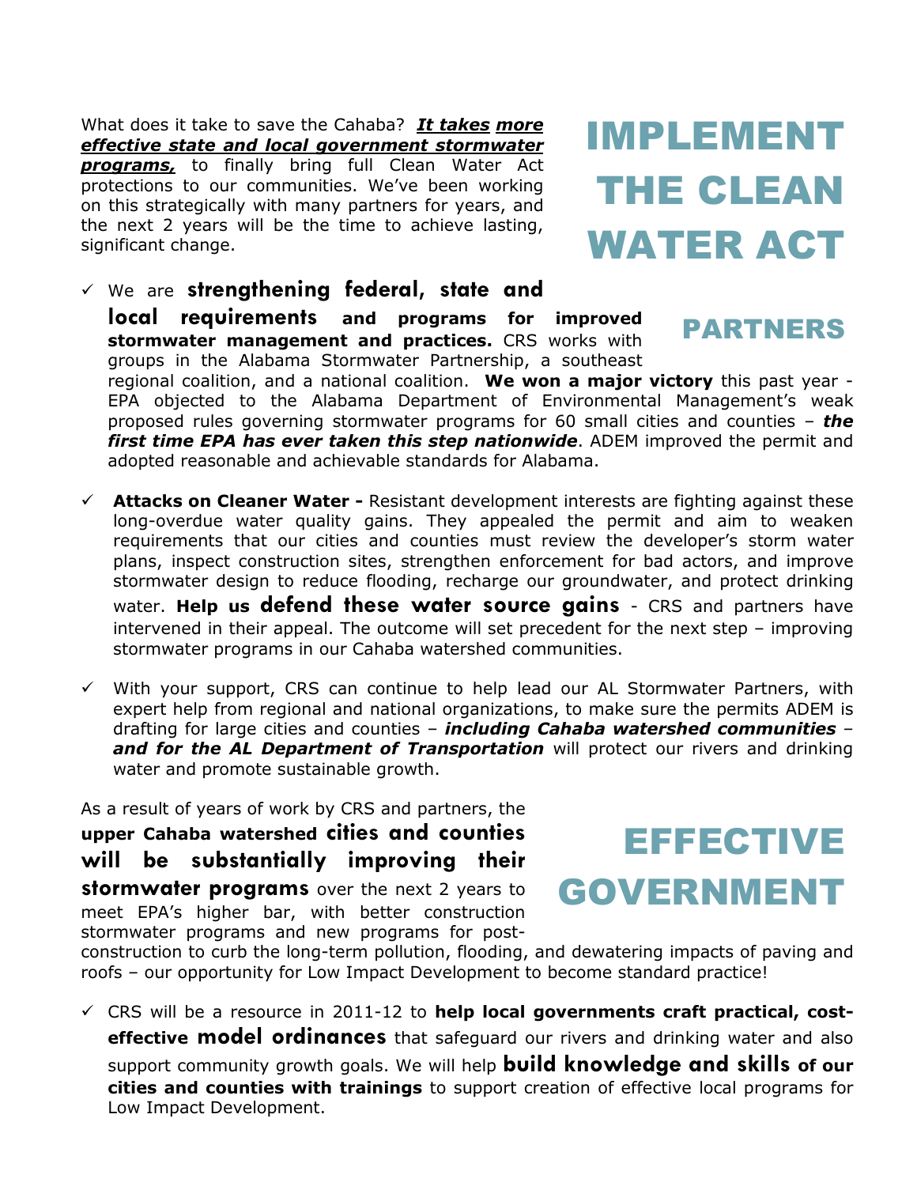# IMPLEMENT THE CLEAN WATER ACT

What does it take to save the Cahaba? ***It takes more effective state and local government stormwater programs,*** to finally bring full Clean Water Act protections to our communities. We've been working on this strategically with many partners for years, and the next 2 years will be the time to achieve lasting, significant change.

## PARTNERS

- ✓ We are **strengthening federal, state and local requirements and programs for improved stormwater management and practices.** CRS works with groups in the Alabama Stormwater Partnership, a southeast regional coalition, and a national coalition. **We won a major victory** this past year - EPA objected to the Alabama Department of Environmental Management's weak proposed rules governing stormwater programs for 60 small cities and counties – ***the first time EPA has ever taken this step nationwide***. ADEM improved the permit and adopted reasonable and achievable standards for Alabama.

- ✓ **Attacks on Cleaner Water -** Resistant development interests are fighting against these long-overdue water quality gains. They appealed the permit and aim to weaken requirements that our cities and counties must review the developer's storm water plans, inspect construction sites, strengthen enforcement for bad actors, and improve stormwater design to reduce flooding, recharge our groundwater, and protect drinking water. **Help us defend these water source gains** - CRS and partners have intervened in their appeal. The outcome will set precedent for the next step – improving stormwater programs in our Cahaba watershed communities.

- ✓ With your support, CRS can continue to help lead our AL Stormwater Partners, with expert help from regional and national organizations, to make sure the permits ADEM is drafting for large cities and counties – ***including Cahaba watershed communities*** – ***and for the AL Department of Transportation*** will protect our rivers and drinking water and promote sustainable growth.

## EFFECTIVE GOVERNMENT

As a result of years of work by CRS and partners, the **upper Cahaba watershed cities and counties will be substantially improving their stormwater programs** over the next 2 years to meet EPA's higher bar, with better construction stormwater programs and new programs for post-construction to curb the long-term pollution, flooding, and dewatering impacts of paving and roofs – our opportunity for Low Impact Development to become standard practice!

- ✓ CRS will be a resource in 2011-12 to **help local governments craft practical, cost-effective model ordinances** that safeguard our rivers and drinking water and also support community growth goals. We will help **build knowledge and skills of our cities and counties with trainings** to support creation of effective local programs for Low Impact Development.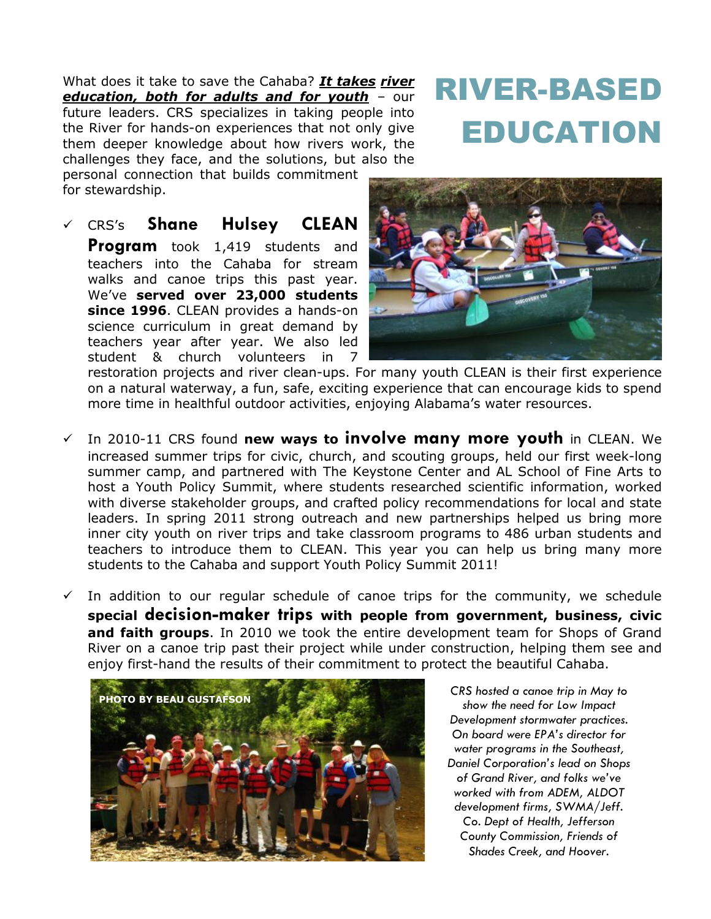# RIVER-BASED EDUCATION

What does it take to save the Cahaba? ***It takes river education, both for adults and for youth*** – our future leaders. CRS specializes in taking people into the River for hands-on experiences that not only give them deeper knowledge about how rivers work, the challenges they face, and the solutions, but also the personal connection that builds commitment for stewardship.

- ✓ CRS's **Shane Hulsey CLEAN Program** took 1,419 students and teachers into the Cahaba for stream walks and canoe trips this past year. We've **served over 23,000 students since 1996**. CLEAN provides a hands-on science curriculum in great demand by teachers year after year. We also led student & church volunteers in 7 restoration projects and river clean-ups. For many youth CLEAN is their first experience on a natural waterway, a fun, safe, exciting experience that can encourage kids to spend more time in healthful outdoor activities, enjoying Alabama's water resources.

- ✓ In 2010-11 CRS found **new ways to involve many more youth** in CLEAN. We increased summer trips for civic, church, and scouting groups, held our first week-long summer camp, and partnered with The Keystone Center and AL School of Fine Arts to host a Youth Policy Summit, where students researched scientific information, worked with diverse stakeholder groups, and crafted policy recommendations for local and state leaders. In spring 2011 strong outreach and new partnerships helped us bring more inner city youth on river trips and take classroom programs to 486 urban students and teachers to introduce them to CLEAN. This year you can help us bring many more students to the Cahaba and support Youth Policy Summit 2011!

- ✓ In addition to our regular schedule of canoe trips for the community, we schedule **special decision-maker trips with people from government, business, civic and faith groups**. In 2010 we took the entire development team for Shops of Grand River on a canoe trip past their project while under construction, helping them see and enjoy first-hand the results of their commitment to protect the beautiful Cahaba.

PHOTO BY BEAU GUSTAFSON

*CRS hosted a canoe trip in May to show the need for Low Impact Development stormwater practices. On board were EPA's director for water programs in the Southeast, Daniel Corporation's lead on Shops of Grand River, and folks we've worked with from ADEM, ALDOT development firms, SWMA/Jeff. Co. Dept of Health, Jefferson County Commission, Friends of Shades Creek, and Hoover.*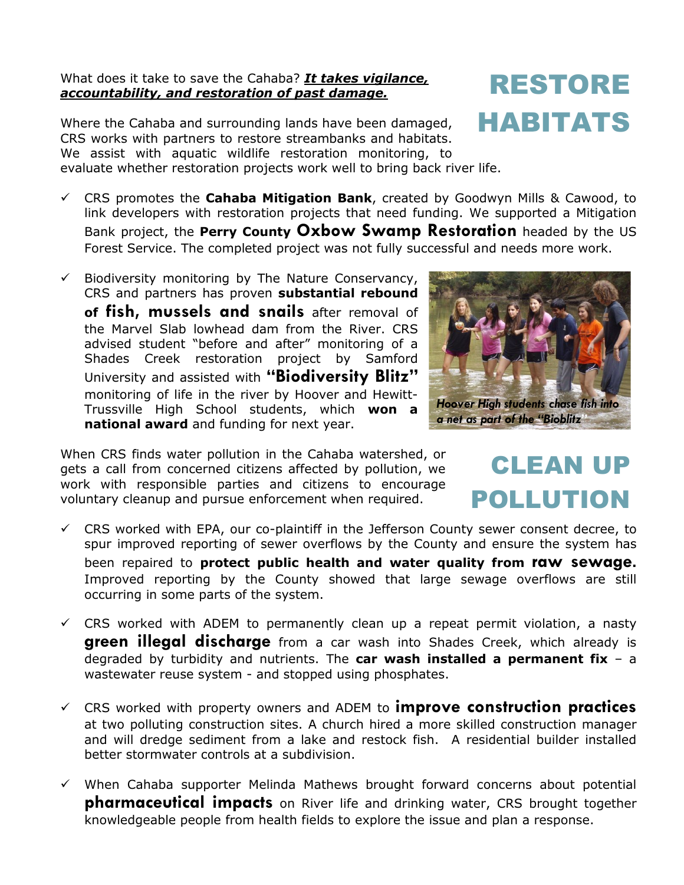# RESTORE HABITATS

What does it take to save the Cahaba? ***It takes vigilance, accountability, and restoration of past damage.***

Where the Cahaba and surrounding lands have been damaged, CRS works with partners to restore streambanks and habitats. We assist with aquatic wildlife restoration monitoring, to evaluate whether restoration projects work well to bring back river life.

- ✓ CRS promotes the **Cahaba Mitigation Bank**, created by Goodwyn Mills & Cawood, to link developers with restoration projects that need funding. We supported a Mitigation Bank project, the **Perry County Oxbow Swamp Restoration** headed by the US Forest Service. The completed project was not fully successful and needs more work.

- ✓ Biodiversity monitoring by The Nature Conservancy, CRS and partners has proven **substantial rebound of fish, mussels and snails** after removal of the Marvel Slab lowhead dam from the River. CRS advised student "before and after" monitoring of a Shades Creek restoration project by Samford University and assisted with **"Biodiversity Blitz"** monitoring of life in the river by Hoover and Hewitt-Trussville High School students, which **won a national award** and funding for next year.

*Hoover High students chase fish into a net as part of the "Bioblitz*

# CLEAN UP POLLUTION

When CRS finds water pollution in the Cahaba watershed, or gets a call from concerned citizens affected by pollution, we work with responsible parties and citizens to encourage voluntary cleanup and pursue enforcement when required.

- ✓ CRS worked with EPA, our co-plaintiff in the Jefferson County sewer consent decree, to spur improved reporting of sewer overflows by the County and ensure the system has been repaired to **protect public health and water quality from raw sewage.** Improved reporting by the County showed that large sewage overflows are still occurring in some parts of the system.

- ✓ CRS worked with ADEM to permanently clean up a repeat permit violation, a nasty **green illegal discharge** from a car wash into Shades Creek, which already is degraded by turbidity and nutrients. The **car wash installed a permanent fix** – a wastewater reuse system - and stopped using phosphates.

- ✓ CRS worked with property owners and ADEM to **improve construction practices** at two polluting construction sites. A church hired a more skilled construction manager and will dredge sediment from a lake and restock fish. A residential builder installed better stormwater controls at a subdivision.

- ✓ When Cahaba supporter Melinda Mathews brought forward concerns about potential **pharmaceutical impacts** on River life and drinking water, CRS brought together knowledgeable people from health fields to explore the issue and plan a response.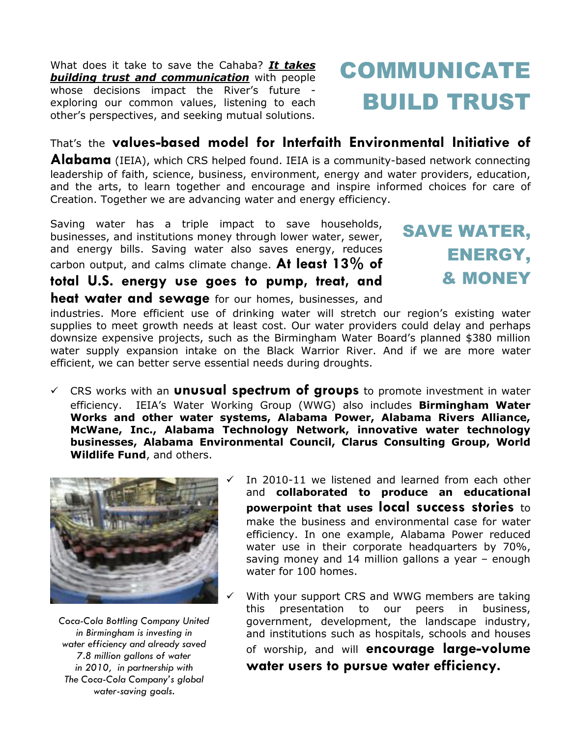# COMMUNICATE BUILD TRUST

What does it take to save the Cahaba? ***It takes building trust and communication*** with people whose decisions impact the River's future - exploring our common values, listening to each other's perspectives, and seeking mutual solutions.

That's the **values-based model for Interfaith Environmental Initiative of Alabama** (IEIA), which CRS helped found. IEIA is a community-based network connecting leadership of faith, science, business, environment, energy and water providers, education, and the arts, to learn together and encourage and inspire informed choices for care of Creation. Together we are advancing water and energy efficiency.

# SAVE WATER, ENERGY, & MONEY

Saving water has a triple impact to save households, businesses, and institutions money through lower water, sewer, and energy bills. Saving water also saves energy, reduces carbon output, and calms climate change. **At least 13% of total U.S. energy use goes to pump, treat, and heat water and sewage** for our homes, businesses, and industries. More efficient use of drinking water will stretch our region's existing water supplies to meet growth needs at least cost. Our water providers could delay and perhaps downsize expensive projects, such as the Birmingham Water Board's planned $380 million water supply expansion intake on the Black Warrior River. And if we are more water efficient, we can better serve essential needs during droughts.

- ✓ CRS works with an **unusual spectrum of groups** to promote investment in water efficiency. IEIA's Water Working Group (WWG) also includes **Birmingham Water Works and other water systems, Alabama Power, Alabama Rivers Alliance, McWane, Inc., Alabama Technology Network, innovative water technology businesses, Alabama Environmental Council, Clarus Consulting Group, World Wildlife Fund**, and others.

- ✓ In 2010-11 we listened and learned from each other and **collaborated to produce an educational powerpoint that uses local success stories** to make the business and environmental case for water efficiency. In one example, Alabama Power reduced water use in their corporate headquarters by 70%, saving money and 14 million gallons a year – enough water for 100 homes.

- ✓ With your support CRS and WWG members are taking this presentation to our peers in business, government, development, the landscape industry, and institutions such as hospitals, schools and houses of worship, and will **encourage large-volume water users to pursue water efficiency.**

*Coca-Cola Bottling Company United in Birmingham is investing in water efficiency and already saved 7.8 million gallons of water in 2010, in partnership with The Coca-Cola Company's global water-saving goals.*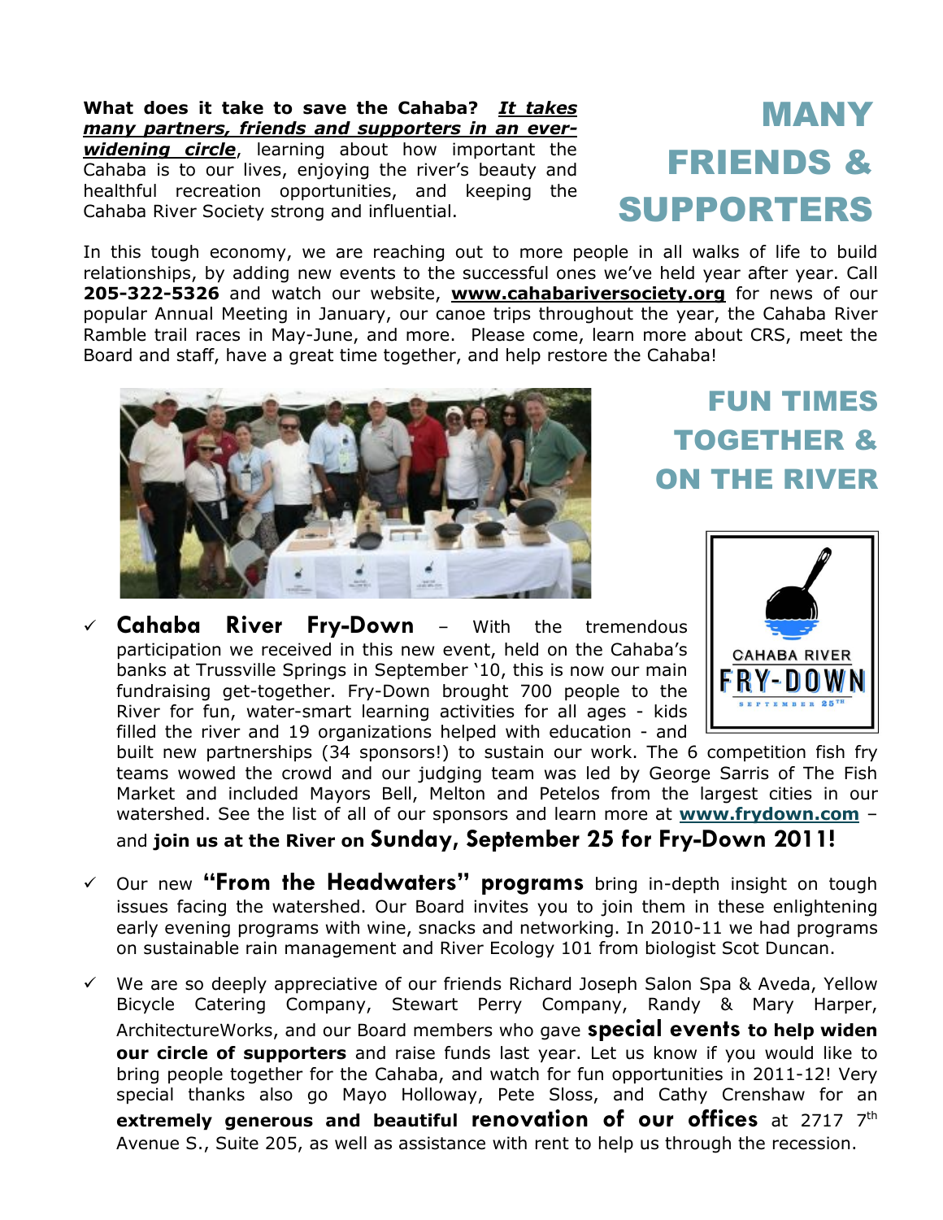# MANY FRIENDS & SUPPORTERS

**What does it take to save the Cahaba?** ***It takes many partners, friends and supporters in an ever-widening circle***, learning about how important the Cahaba is to our lives, enjoying the river's beauty and healthful recreation opportunities, and keeping the Cahaba River Society strong and influential.

In this tough economy, we are reaching out to more people in all walks of life to build relationships, by adding new events to the successful ones we've held year after year. Call **205-322-5326** and watch our website, **www.cahabariversociety.org** for news of our popular Annual Meeting in January, our canoe trips throughout the year, the Cahaba River Ramble trail races in May-June, and more. Please come, learn more about CRS, meet the Board and staff, have a great time together, and help restore the Cahaba!

# FUN TIMES TOGETHER & ON THE RIVER

CAHABA RIVER FRY-DOWN SEPTEMBER 25TH

- ✓ **Cahaba River Fry-Down** – With the tremendous participation we received in this new event, held on the Cahaba's banks at Trussville Springs in September '10, this is now our main fundraising get-together. Fry-Down brought 700 people to the River for fun, water-smart learning activities for all ages - kids filled the river and 19 organizations helped with education - and built new partnerships (34 sponsors!) to sustain our work. The 6 competition fish fry teams wowed the crowd and our judging team was led by George Sarris of The Fish Market and included Mayors Bell, Melton and Petelos from the largest cities in our watershed. See the list of all of our sponsors and learn more at **www.frydown.com** – and **join us at the River on Sunday, September 25 for Fry-Down 2011!**
- ✓ Our new **"From the Headwaters" programs** bring in-depth insight on tough issues facing the watershed. Our Board invites you to join them in these enlightening early evening programs with wine, snacks and networking. In 2010-11 we had programs on sustainable rain management and River Ecology 101 from biologist Scot Duncan.
- ✓ We are so deeply appreciative of our friends Richard Joseph Salon Spa & Aveda, Yellow Bicycle Catering Company, Stewart Perry Company, Randy & Mary Harper, ArchitectureWorks, and our Board members who gave **special events to help widen our circle of supporters** and raise funds last year. Let us know if you would like to bring people together for the Cahaba, and watch for fun opportunities in 2011-12! Very special thanks also go Mayo Holloway, Pete Sloss, and Cathy Crenshaw for an **extremely generous and beautiful renovation of our offices** at 2717 7th Avenue S., Suite 205, as well as assistance with rent to help us through the recession.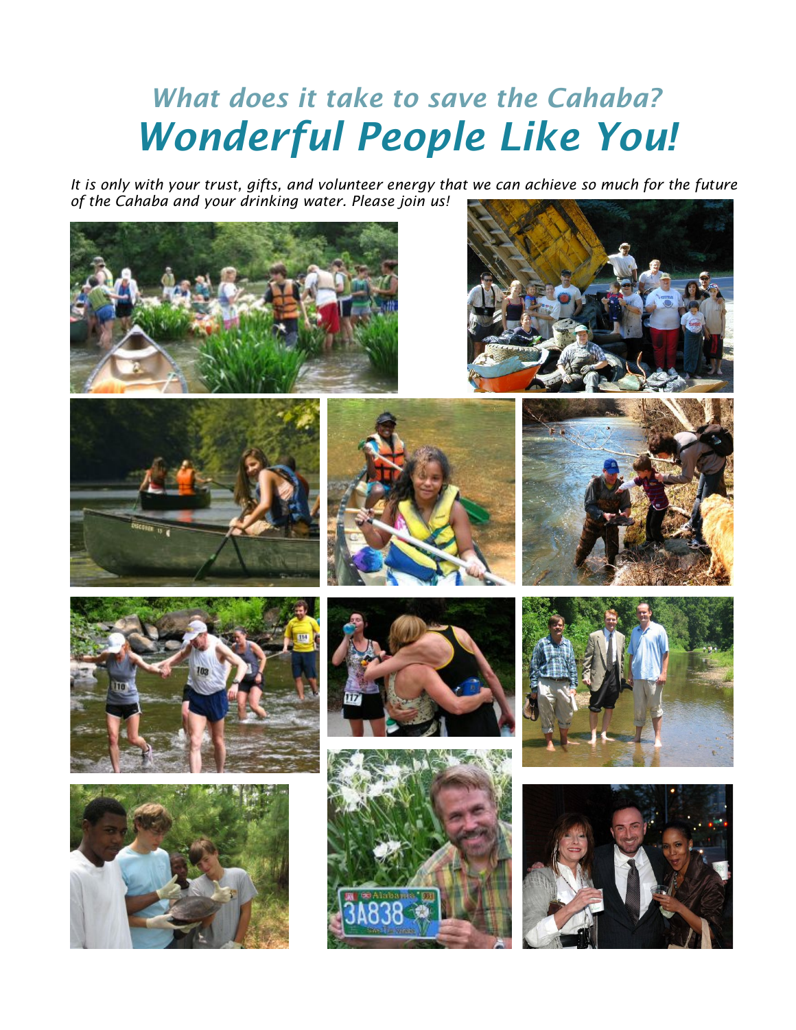# *What does it take to save the Cahaba?*

# *Wonderful People Like You!*

*It is only with your trust, gifts, and volunteer energy that we can achieve so much for the future of the Cahaba and your drinking water. Please join us!*